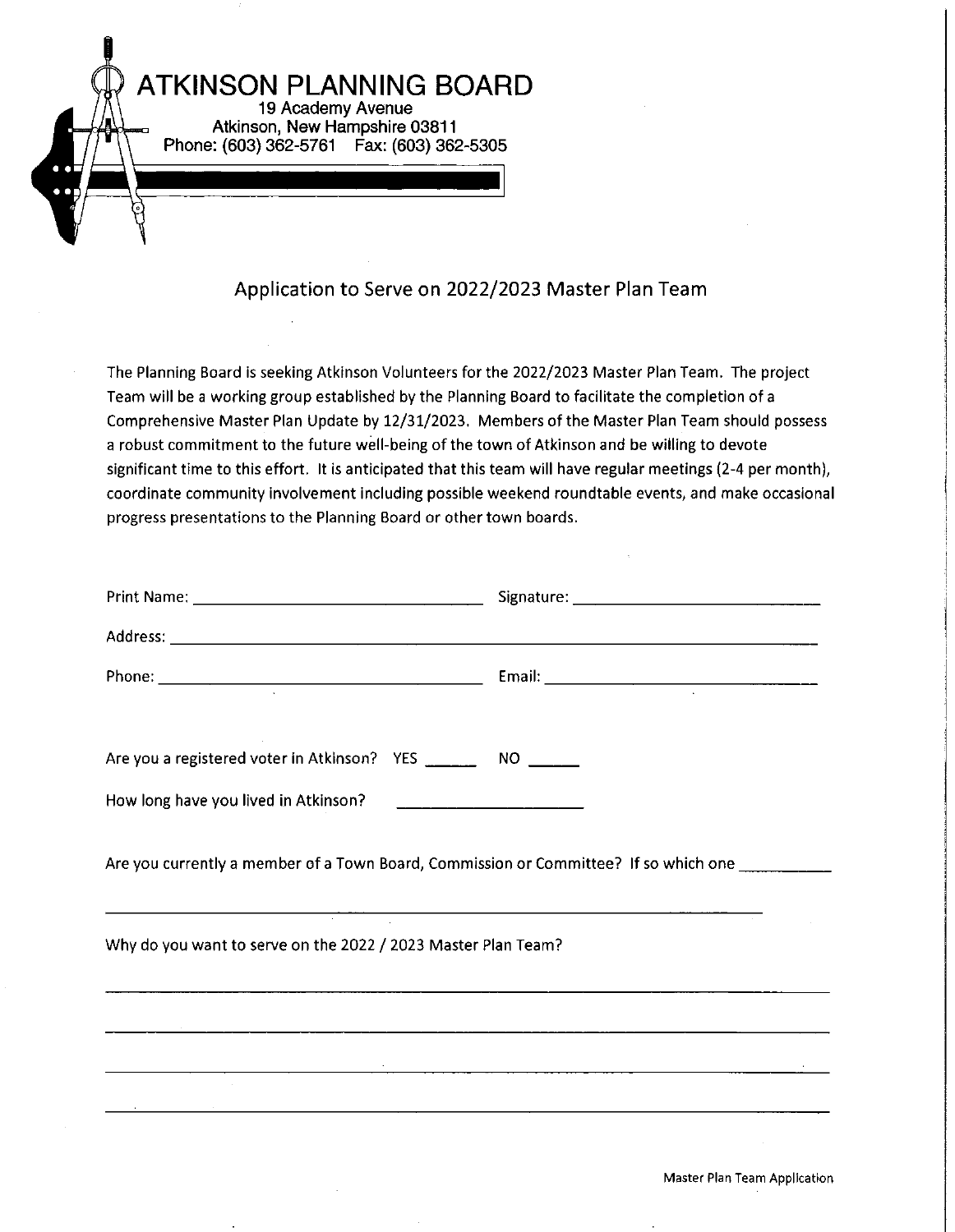# ATKINSON PLANNING BOARD

19 Academy Avenue
Atkinson, New Hampshire 03811
Phone: (603) 362-5761 Fax: (603) 362-5305

## Application to Serve on 2022/2023 Master Plan Team

The Planning Board is seeking Atkinson Volunteers for the 2022/2023 Master Plan Team. The project Team will be a working group established by the Planning Board to facilitate the completion of a Comprehensive Master Plan Update by 12/31/2023. Members of the Master Plan Team should possess a robust commitment to the future well-being of the town of Atkinson and be willing to devote significant time to this effort. It is anticipated that this team will have regular meetings (2-4 per month), coordinate community involvement including possible weekend roundtable events, and make occasional progress presentations to the Planning Board or other town boards.

Print Name: ______________________________ Signature: ______________________________

Address: ____________________________________________________________

Phone: ______________________________ Email: ______________________________

Are you a registered voter in Atkinson? YES ______ NO ______

How long have you lived in Atkinson? ____________________

Are you currently a member of a Town Board, Commission or Committee? If so which one __________

____________________________________________________________

Why do you want to serve on the 2022 / 2023 Master Plan Team?

____________________________________________________________

____________________________________________________________

____________________________________________________________

____________________________________________________________

Master Plan Team Application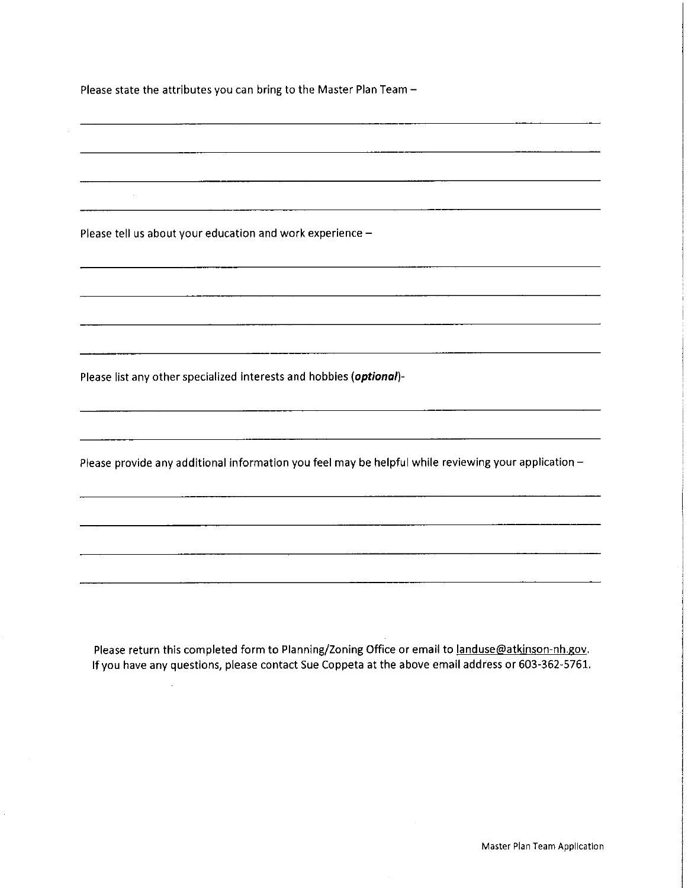Please state the attributes you can bring to the Master Plan Team –

\_\_\_\_\_\_\_\_\_\_\_\_\_\_\_\_\_\_\_\_\_\_\_\_\_\_\_\_\_\_\_\_\_\_\_\_\_\_\_\_\_\_\_\_\_\_\_\_\_\_\_\_\_\_\_\_\_\_\_\_\_\_\_\_\_\_\_\_\_\_\_\_\_\_\_\_\_\_

\_\_\_\_\_\_\_\_\_\_\_\_\_\_\_\_\_\_\_\_\_\_\_\_\_\_\_\_\_\_\_\_\_\_\_\_\_\_\_\_\_\_\_\_\_\_\_\_\_\_\_\_\_\_\_\_\_\_\_\_\_\_\_\_\_\_\_\_\_\_\_\_\_\_\_\_\_\_

\_\_\_\_\_\_\_\_\_\_\_\_\_\_\_\_\_\_\_\_\_\_\_\_\_\_\_\_\_\_\_\_\_\_\_\_\_\_\_\_\_\_\_\_\_\_\_\_\_\_\_\_\_\_\_\_\_\_\_\_\_\_\_\_\_\_\_\_\_\_\_\_\_\_\_\_\_\_

\_\_\_\_\_\_\_\_\_\_\_\_\_\_\_\_\_\_\_\_\_\_\_\_\_\_\_\_\_\_\_\_\_\_\_\_\_\_\_\_\_\_\_\_\_\_\_\_\_\_\_\_\_\_\_\_\_\_\_\_\_\_\_\_\_\_\_\_\_\_\_\_\_\_\_\_\_\_

Please tell us about your education and work experience –

\_\_\_\_\_\_\_\_\_\_\_\_\_\_\_\_\_\_\_\_\_\_\_\_\_\_\_\_\_\_\_\_\_\_\_\_\_\_\_\_\_\_\_\_\_\_\_\_\_\_\_\_\_\_\_\_\_\_\_\_\_\_\_\_\_\_\_\_\_\_\_\_\_\_\_\_\_\_

\_\_\_\_\_\_\_\_\_\_\_\_\_\_\_\_\_\_\_\_\_\_\_\_\_\_\_\_\_\_\_\_\_\_\_\_\_\_\_\_\_\_\_\_\_\_\_\_\_\_\_\_\_\_\_\_\_\_\_\_\_\_\_\_\_\_\_\_\_\_\_\_\_\_\_\_\_\_

\_\_\_\_\_\_\_\_\_\_\_\_\_\_\_\_\_\_\_\_\_\_\_\_\_\_\_\_\_\_\_\_\_\_\_\_\_\_\_\_\_\_\_\_\_\_\_\_\_\_\_\_\_\_\_\_\_\_\_\_\_\_\_\_\_\_\_\_\_\_\_\_\_\_\_\_\_\_

\_\_\_\_\_\_\_\_\_\_\_\_\_\_\_\_\_\_\_\_\_\_\_\_\_\_\_\_\_\_\_\_\_\_\_\_\_\_\_\_\_\_\_\_\_\_\_\_\_\_\_\_\_\_\_\_\_\_\_\_\_\_\_\_\_\_\_\_\_\_\_\_\_\_\_\_\_\_

Please list any other specialized interests and hobbies (***optional***)-

\_\_\_\_\_\_\_\_\_\_\_\_\_\_\_\_\_\_\_\_\_\_\_\_\_\_\_\_\_\_\_\_\_\_\_\_\_\_\_\_\_\_\_\_\_\_\_\_\_\_\_\_\_\_\_\_\_\_\_\_\_\_\_\_\_\_\_\_\_\_\_\_\_\_\_\_\_\_

\_\_\_\_\_\_\_\_\_\_\_\_\_\_\_\_\_\_\_\_\_\_\_\_\_\_\_\_\_\_\_\_\_\_\_\_\_\_\_\_\_\_\_\_\_\_\_\_\_\_\_\_\_\_\_\_\_\_\_\_\_\_\_\_\_\_\_\_\_\_\_\_\_\_\_\_\_\_

Please provide any additional information you feel may be helpful while reviewing your application –

\_\_\_\_\_\_\_\_\_\_\_\_\_\_\_\_\_\_\_\_\_\_\_\_\_\_\_\_\_\_\_\_\_\_\_\_\_\_\_\_\_\_\_\_\_\_\_\_\_\_\_\_\_\_\_\_\_\_\_\_\_\_\_\_\_\_\_\_\_\_\_\_\_\_\_\_\_\_

\_\_\_\_\_\_\_\_\_\_\_\_\_\_\_\_\_\_\_\_\_\_\_\_\_\_\_\_\_\_\_\_\_\_\_\_\_\_\_\_\_\_\_\_\_\_\_\_\_\_\_\_\_\_\_\_\_\_\_\_\_\_\_\_\_\_\_\_\_\_\_\_\_\_\_\_\_\_

\_\_\_\_\_\_\_\_\_\_\_\_\_\_\_\_\_\_\_\_\_\_\_\_\_\_\_\_\_\_\_\_\_\_\_\_\_\_\_\_\_\_\_\_\_\_\_\_\_\_\_\_\_\_\_\_\_\_\_\_\_\_\_\_\_\_\_\_\_\_\_\_\_\_\_\_\_\_

\_\_\_\_\_\_\_\_\_\_\_\_\_\_\_\_\_\_\_\_\_\_\_\_\_\_\_\_\_\_\_\_\_\_\_\_\_\_\_\_\_\_\_\_\_\_\_\_\_\_\_\_\_\_\_\_\_\_\_\_\_\_\_\_\_\_\_\_\_\_\_\_\_\_\_\_\_\_

Please return this completed form to Planning/Zoning Office or email to landuse@atkinson-nh.gov. If you have any questions, please contact Sue Coppeta at the above email address or 603-362-5761.

Master Plan Team Application